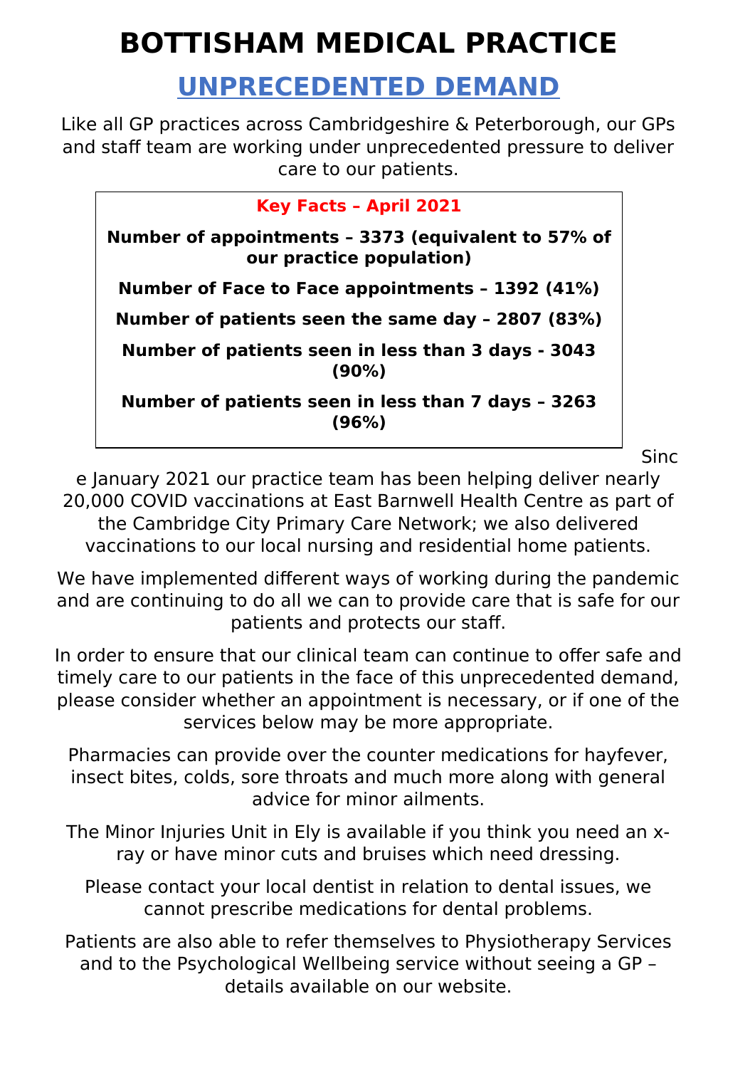# BOTTISHAM MEDICAL PRACTICE

## UNPRECEDENTED DEMAND

Like all GP practices across Cambridgeshire & Peterborough, our GPs and staff team are working under unprecedented pressure to deliver care to our patients.

**Key Facts – April 2021**

**Number of appointments – 3373 (equivalent to 57% of our practice population)**

**Number of Face to Face appointments – 1392 (41%)**

**Number of patients seen the same day – 2807 (83%)**

**Number of patients seen in less than 3 days - 3043 (90%)**

**Number of patients seen in less than 7 days – 3263 (96%)**

Since January 2021 our practice team has been helping deliver nearly 20,000 COVID vaccinations at East Barnwell Health Centre as part of the Cambridge City Primary Care Network; we also delivered vaccinations to our local nursing and residential home patients.

We have implemented different ways of working during the pandemic and are continuing to do all we can to provide care that is safe for our patients and protects our staff.

In order to ensure that our clinical team can continue to offer safe and timely care to our patients in the face of this unprecedented demand, please consider whether an appointment is necessary, or if one of the services below may be more appropriate.

Pharmacies can provide over the counter medications for hayfever, insect bites, colds, sore throats and much more along with general advice for minor ailments.

The Minor Injuries Unit in Ely is available if you think you need an x-ray or have minor cuts and bruises which need dressing.

Please contact your local dentist in relation to dental issues, we cannot prescribe medications for dental problems.

Patients are also able to refer themselves to Physiotherapy Services and to the Psychological Wellbeing service without seeing a GP – details available on our website.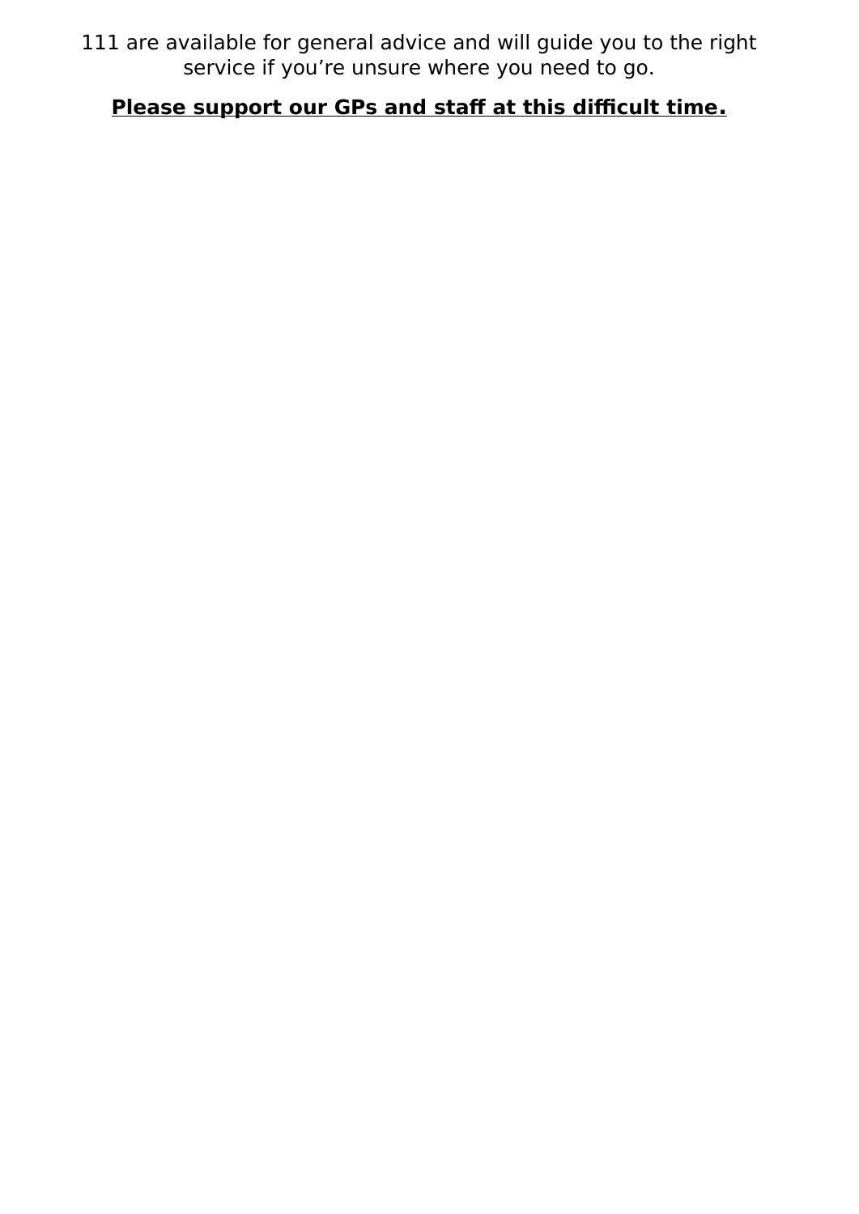111 are available for general advice and will guide you to the right service if you’re unsure where you need to go.

**Please support our GPs and staff at this difficult time.**